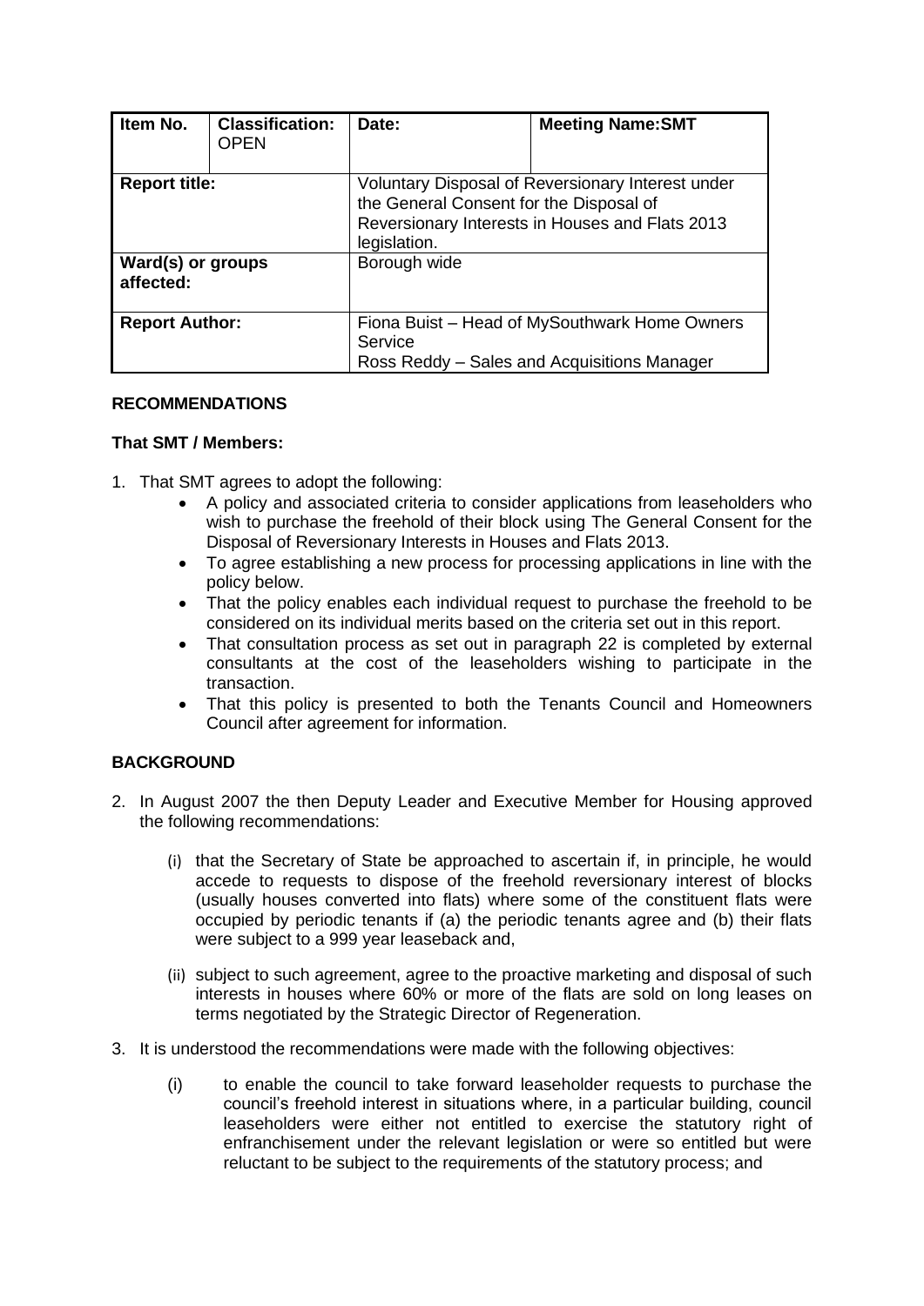| Item No. | Classification: OPEN | Date: | Meeting Name:SMT |
|---|---|---|---|
| **Report title:** | | Voluntary Disposal of Reversionary Interest under the General Consent for the Disposal of Reversionary Interests in Houses and Flats 2013 legislation. | |
| **Ward(s) or groups affected:** | | Borough wide | |
| **Report Author:** | | Fiona Buist – Head of MySouthwark Home Owners Service<br>Ross Reddy – Sales and Acquisitions Manager | |

**RECOMMENDATIONS**

**That SMT / Members:**

1. That SMT agrees to adopt the following:
   - A policy and associated criteria to consider applications from leaseholders who wish to purchase the freehold of their block using The General Consent for the Disposal of Reversionary Interests in Houses and Flats 2013.
   - To agree establishing a new process for processing applications in line with the policy below.
   - That the policy enables each individual request to purchase the freehold to be considered on its individual merits based on the criteria set out in this report.
   - That consultation process as set out in paragraph 22 is completed by external consultants at the cost of the leaseholders wishing to participate in the transaction.
   - That this policy is presented to both the Tenants Council and Homeowners Council after agreement for information.

**BACKGROUND**

2. In August 2007 the then Deputy Leader and Executive Member for Housing approved the following recommendations:

   (i) that the Secretary of State be approached to ascertain if, in principle, he would accede to requests to dispose of the freehold reversionary interest of blocks (usually houses converted into flats) where some of the constituent flats were occupied by periodic tenants if (a) the periodic tenants agree and (b) their flats were subject to a 999 year leaseback and,

   (ii) subject to such agreement, agree to the proactive marketing and disposal of such interests in houses where 60% or more of the flats are sold on long leases on terms negotiated by the Strategic Director of Regeneration.

3. It is understood the recommendations were made with the following objectives:

   (i) to enable the council to take forward leaseholder requests to purchase the council's freehold interest in situations where, in a particular building, council leaseholders were either not entitled to exercise the statutory right of enfranchisement under the relevant legislation or were so entitled but were reluctant to be subject to the requirements of the statutory process; and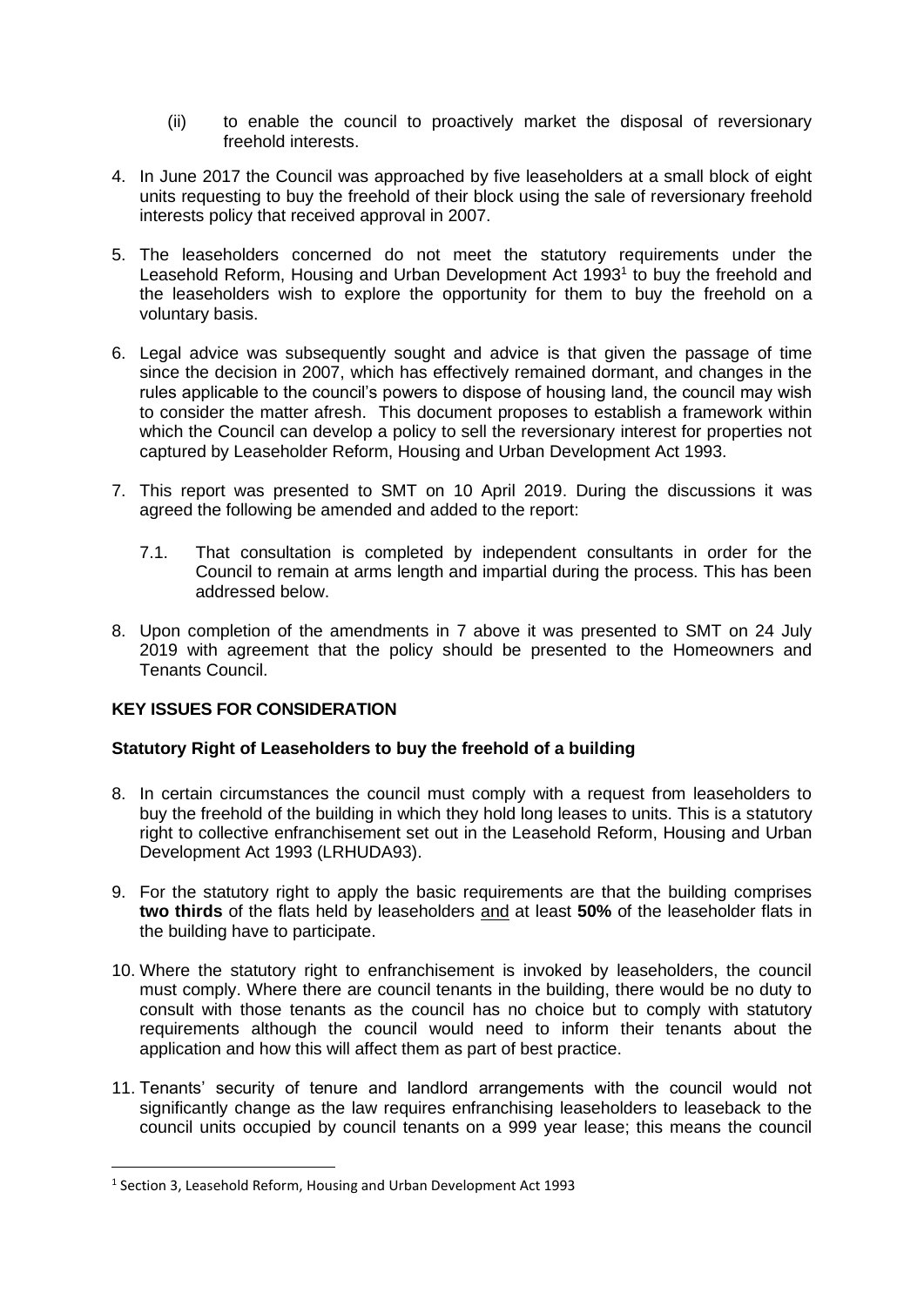(ii) to enable the council to proactively market the disposal of reversionary freehold interests.

4. In June 2017 the Council was approached by five leaseholders at a small block of eight units requesting to buy the freehold of their block using the sale of reversionary freehold interests policy that received approval in 2007.

5. The leaseholders concerned do not meet the statutory requirements under the Leasehold Reform, Housing and Urban Development Act 1993[1] to buy the freehold and the leaseholders wish to explore the opportunity for them to buy the freehold on a voluntary basis.

6. Legal advice was subsequently sought and advice is that given the passage of time since the decision in 2007, which has effectively remained dormant, and changes in the rules applicable to the council's powers to dispose of housing land, the council may wish to consider the matter afresh. This document proposes to establish a framework within which the Council can develop a policy to sell the reversionary interest for properties not captured by Leaseholder Reform, Housing and Urban Development Act 1993.

7. This report was presented to SMT on 10 April 2019. During the discussions it was agreed the following be amended and added to the report:

   7.1. That consultation is completed by independent consultants in order for the Council to remain at arms length and impartial during the process. This has been addressed below.

8. Upon completion of the amendments in 7 above it was presented to SMT on 24 July 2019 with agreement that the policy should be presented to the Homeowners and Tenants Council.

**KEY ISSUES FOR CONSIDERATION**

**Statutory Right of Leaseholders to buy the freehold of a building**

8. In certain circumstances the council must comply with a request from leaseholders to buy the freehold of the building in which they hold long leases to units. This is a statutory right to collective enfranchisement set out in the Leasehold Reform, Housing and Urban Development Act 1993 (LRHUDA93).

9. For the statutory right to apply the basic requirements are that the building comprises **two thirds** of the flats held by leaseholders <u>and</u> at least **50%** of the leaseholder flats in the building have to participate.

10. Where the statutory right to enfranchisement is invoked by leaseholders, the council must comply. Where there are council tenants in the building, there would be no duty to consult with those tenants as the council has no choice but to comply with statutory requirements although the council would need to inform their tenants about the application and how this will affect them as part of best practice.

11. Tenants' security of tenure and landlord arrangements with the council would not significantly change as the law requires enfranchising leaseholders to leaseback to the council units occupied by council tenants on a 999 year lease; this means the council

---

[1] Section 3, Leasehold Reform, Housing and Urban Development Act 1993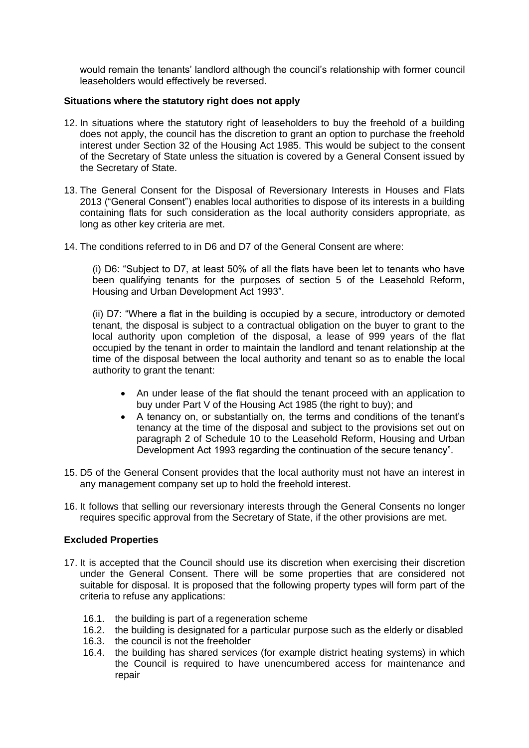would remain the tenants' landlord although the council's relationship with former council leaseholders would effectively be reversed.

**Situations where the statutory right does not apply**

12. In situations where the statutory right of leaseholders to buy the freehold of a building does not apply, the council has the discretion to grant an option to purchase the freehold interest under Section 32 of the Housing Act 1985. This would be subject to the consent of the Secretary of State unless the situation is covered by a General Consent issued by the Secretary of State.

13. The General Consent for the Disposal of Reversionary Interests in Houses and Flats 2013 ("General Consent") enables local authorities to dispose of its interests in a building containing flats for such consideration as the local authority considers appropriate, as long as other key criteria are met.

14. The conditions referred to in D6 and D7 of the General Consent are where:

    (i) D6: "Subject to D7, at least 50% of all the flats have been let to tenants who have been qualifying tenants for the purposes of section 5 of the Leasehold Reform, Housing and Urban Development Act 1993".

    (ii) D7: "Where a flat in the building is occupied by a secure, introductory or demoted tenant, the disposal is subject to a contractual obligation on the buyer to grant to the local authority upon completion of the disposal, a lease of 999 years of the flat occupied by the tenant in order to maintain the landlord and tenant relationship at the time of the disposal between the local authority and tenant so as to enable the local authority to grant the tenant:

    - An under lease of the flat should the tenant proceed with an application to buy under Part V of the Housing Act 1985 (the right to buy); and
    - A tenancy on, or substantially on, the terms and conditions of the tenant's tenancy at the time of the disposal and subject to the provisions set out on paragraph 2 of Schedule 10 to the Leasehold Reform, Housing and Urban Development Act 1993 regarding the continuation of the secure tenancy".

15. D5 of the General Consent provides that the local authority must not have an interest in any management company set up to hold the freehold interest.

16. It follows that selling our reversionary interests through the General Consents no longer requires specific approval from the Secretary of State, if the other provisions are met.

**Excluded Properties**

17. It is accepted that the Council should use its discretion when exercising their discretion under the General Consent. There will be some properties that are considered not suitable for disposal. It is proposed that the following property types will form part of the criteria to refuse any applications:

    16.1. the building is part of a regeneration scheme
    16.2. the building is designated for a particular purpose such as the elderly or disabled
    16.3. the council is not the freeholder
    16.4. the building has shared services (for example district heating systems) in which the Council is required to have unencumbered access for maintenance and repair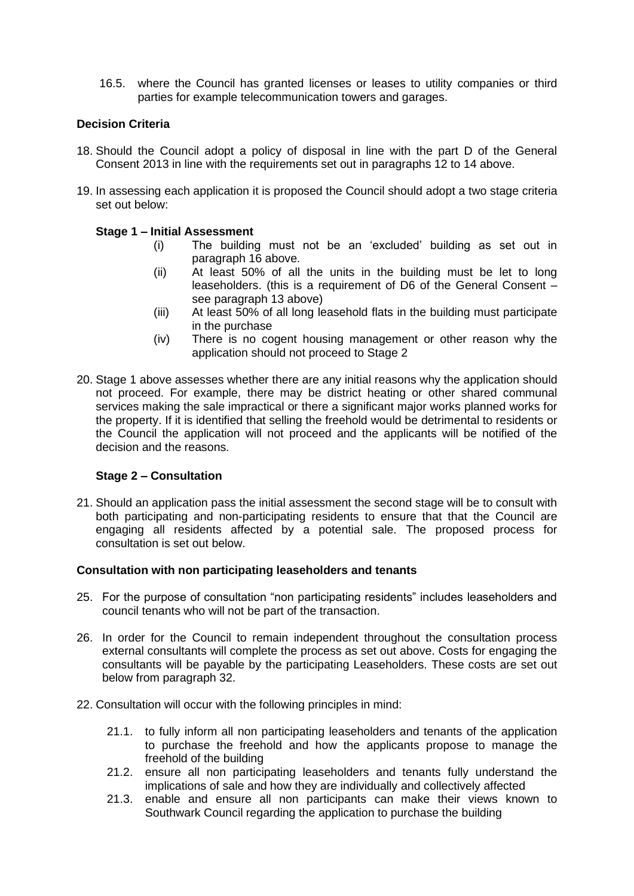16.5. where the Council has granted licenses or leases to utility companies or third parties for example telecommunication towers and garages.

**Decision Criteria**

18. Should the Council adopt a policy of disposal in line with the part D of the General Consent 2013 in line with the requirements set out in paragraphs 12 to 14 above.

19. In assessing each application it is proposed the Council should adopt a two stage criteria set out below:

**Stage 1 – Initial Assessment**

- (i) The building must not be an 'excluded' building as set out in paragraph 16 above.
- (ii) At least 50% of all the units in the building must be let to long leaseholders. (this is a requirement of D6 of the General Consent – see paragraph 13 above)
- (iii) At least 50% of all long leasehold flats in the building must participate in the purchase
- (iv) There is no cogent housing management or other reason why the application should not proceed to Stage 2

20. Stage 1 above assesses whether there are any initial reasons why the application should not proceed. For example, there may be district heating or other shared communal services making the sale impractical or there a significant major works planned works for the property. If it is identified that selling the freehold would be detrimental to residents or the Council the application will not proceed and the applicants will be notified of the decision and the reasons.

**Stage 2 – Consultation**

21. Should an application pass the initial assessment the second stage will be to consult with both participating and non-participating residents to ensure that that the Council are engaging all residents affected by a potential sale. The proposed process for consultation is set out below.

**Consultation with non participating leaseholders and tenants**

25. For the purpose of consultation "non participating residents" includes leaseholders and council tenants who will not be part of the transaction.

26. In order for the Council to remain independent throughout the consultation process external consultants will complete the process as set out above. Costs for engaging the consultants will be payable by the participating Leaseholders. These costs are set out below from paragraph 32.

22. Consultation will occur with the following principles in mind:

    21.1. to fully inform all non participating leaseholders and tenants of the application to purchase the freehold and how the applicants propose to manage the freehold of the building

    21.2. ensure all non participating leaseholders and tenants fully understand the implications of sale and how they are individually and collectively affected

    21.3. enable and ensure all non participants can make their views known to Southwark Council regarding the application to purchase the building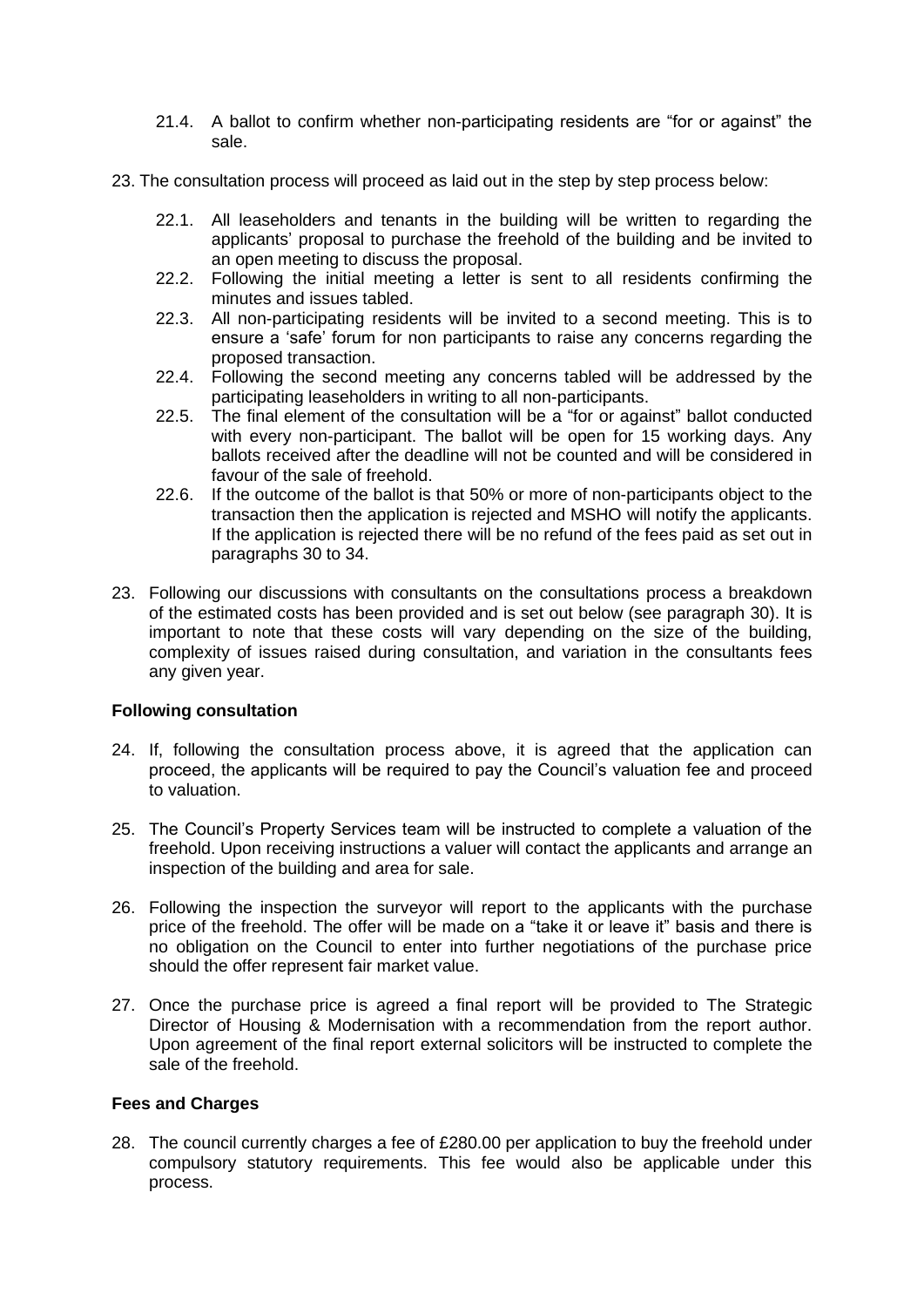21.4. A ballot to confirm whether non-participating residents are "for or against" the sale.

23. The consultation process will proceed as laid out in the step by step process below:

    22.1. All leaseholders and tenants in the building will be written to regarding the applicants' proposal to purchase the freehold of the building and be invited to an open meeting to discuss the proposal.

    22.2. Following the initial meeting a letter is sent to all residents confirming the minutes and issues tabled.

    22.3. All non-participating residents will be invited to a second meeting. This is to ensure a 'safe' forum for non participants to raise any concerns regarding the proposed transaction.

    22.4. Following the second meeting any concerns tabled will be addressed by the participating leaseholders in writing to all non-participants.

    22.5. The final element of the consultation will be a "for or against" ballot conducted with every non-participant. The ballot will be open for 15 working days. Any ballots received after the deadline will not be counted and will be considered in favour of the sale of freehold.

    22.6. If the outcome of the ballot is that 50% or more of non-participants object to the transaction then the application is rejected and MSHO will notify the applicants. If the application is rejected there will be no refund of the fees paid as set out in paragraphs 30 to 34.

23. Following our discussions with consultants on the consultations process a breakdown of the estimated costs has been provided and is set out below (see paragraph 30). It is important to note that these costs will vary depending on the size of the building, complexity of issues raised during consultation, and variation in the consultants fees any given year.

**Following consultation**

24. If, following the consultation process above, it is agreed that the application can proceed, the applicants will be required to pay the Council's valuation fee and proceed to valuation.

25. The Council's Property Services team will be instructed to complete a valuation of the freehold. Upon receiving instructions a valuer will contact the applicants and arrange an inspection of the building and area for sale.

26. Following the inspection the surveyor will report to the applicants with the purchase price of the freehold. The offer will be made on a "take it or leave it" basis and there is no obligation on the Council to enter into further negotiations of the purchase price should the offer represent fair market value.

27. Once the purchase price is agreed a final report will be provided to The Strategic Director of Housing & Modernisation with a recommendation from the report author. Upon agreement of the final report external solicitors will be instructed to complete the sale of the freehold.

**Fees and Charges**

28. The council currently charges a fee of £280.00 per application to buy the freehold under compulsory statutory requirements. This fee would also be applicable under this process.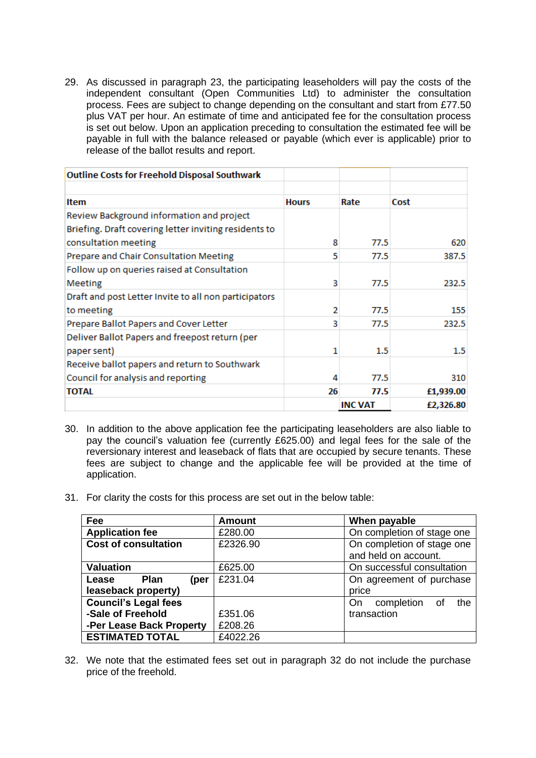29. As discussed in paragraph 23, the participating leaseholders will pay the costs of the independent consultant (Open Communities Ltd) to administer the consultation process. Fees are subject to change depending on the consultant and start from £77.50 plus VAT per hour. An estimate of time and anticipated fee for the consultation process is set out below. Upon an application preceding to consultation the estimated fee will be payable in full with the balance released or payable (which ever is applicable) prior to release of the ballot results and report.

| **Outline Costs for Freehold Disposal Southwark** | | | |
|---|---|---|---|
| | | | |
| **Item** | **Hours** | **Rate** | **Cost** |
| Review Background information and project Briefing. Draft covering letter inviting residents to consultation meeting | 8 | 77.5 | 620 |
| Prepare and Chair Consultation Meeting | 5 | 77.5 | 387.5 |
| Follow up on queries raised at Consultation Meeting | 3 | 77.5 | 232.5 |
| Draft and post Letter Invite to all non participators to meeting | 2 | 77.5 | 155 |
| Prepare Ballot Papers and Cover Letter | 3 | 77.5 | 232.5 |
| Deliver Ballot Papers and freepost return (per paper sent) | 1 | 1.5 | 1.5 |
| Receive ballot papers and return to Southwark Council for analysis and reporting | 4 | 77.5 | 310 |
| **TOTAL** | **26** | **77.5** | **£1,939.00** |
| | | **INC VAT** | **£2,326.80** |

30. In addition to the above application fee the participating leaseholders are also liable to pay the council's valuation fee (currently £625.00) and legal fees for the sale of the reversionary interest and leaseback of flats that are occupied by secure tenants. These fees are subject to change and the applicable fee will be provided at the time of application.

31. For clarity the costs for this process are set out in the below table:

| **Fee** | **Amount** | **When payable** |
|---|---|---|
| **Application fee** | £280.00 | On completion of stage one |
| **Cost of consultation** | £2326.90 | On completion of stage one and held on account. |
| **Valuation** | £625.00 | On successful consultation |
| **Lease Plan (per leaseback property)** | £231.04 | On agreement of purchase price |
| **Council's Legal fees**<br>**-Sale of Freehold**<br>**-Per Lease Back Property** | <br>£351.06<br>£208.26 | On completion of the transaction |
| **ESTIMATED TOTAL** | £4022.26 | |

32. We note that the estimated fees set out in paragraph 32 do not include the purchase price of the freehold.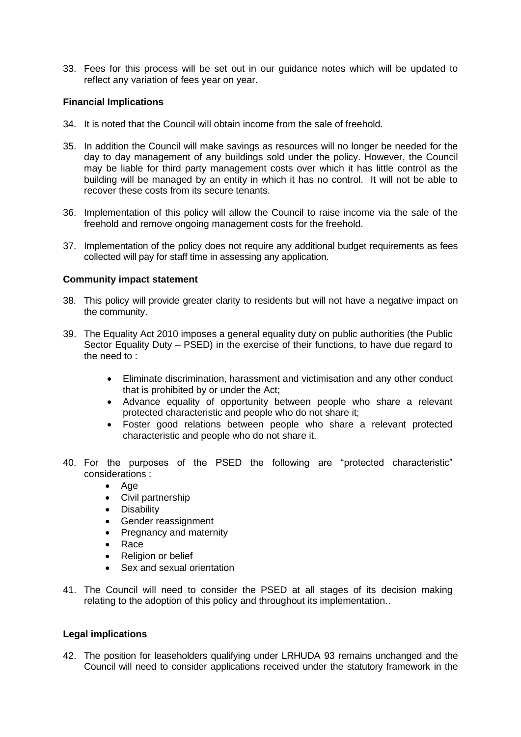33. Fees for this process will be set out in our guidance notes which will be updated to reflect any variation of fees year on year.

**Financial Implications**

34. It is noted that the Council will obtain income from the sale of freehold.

35. In addition the Council will make savings as resources will no longer be needed for the day to day management of any buildings sold under the policy. However, the Council may be liable for third party management costs over which it has little control as the building will be managed by an entity in which it has no control. It will not be able to recover these costs from its secure tenants.

36. Implementation of this policy will allow the Council to raise income via the sale of the freehold and remove ongoing management costs for the freehold.

37. Implementation of the policy does not require any additional budget requirements as fees collected will pay for staff time in assessing any application.

**Community impact statement**

38. This policy will provide greater clarity to residents but will not have a negative impact on the community.

39. The Equality Act 2010 imposes a general equality duty on public authorities (the Public Sector Equality Duty – PSED) in the exercise of their functions, to have due regard to the need to :

    - Eliminate discrimination, harassment and victimisation and any other conduct that is prohibited by or under the Act;
    - Advance equality of opportunity between people who share a relevant protected characteristic and people who do not share it;
    - Foster good relations between people who share a relevant protected characteristic and people who do not share it.

40. For the purposes of the PSED the following are "protected characteristic" considerations :
    - Age
    - Civil partnership
    - Disability
    - Gender reassignment
    - Pregnancy and maternity
    - Race
    - Religion or belief
    - Sex and sexual orientation

41. The Council will need to consider the PSED at all stages of its decision making relating to the adoption of this policy and throughout its implementation..

**Legal implications**

42. The position for leaseholders qualifying under LRHUDA 93 remains unchanged and the Council will need to consider applications received under the statutory framework in the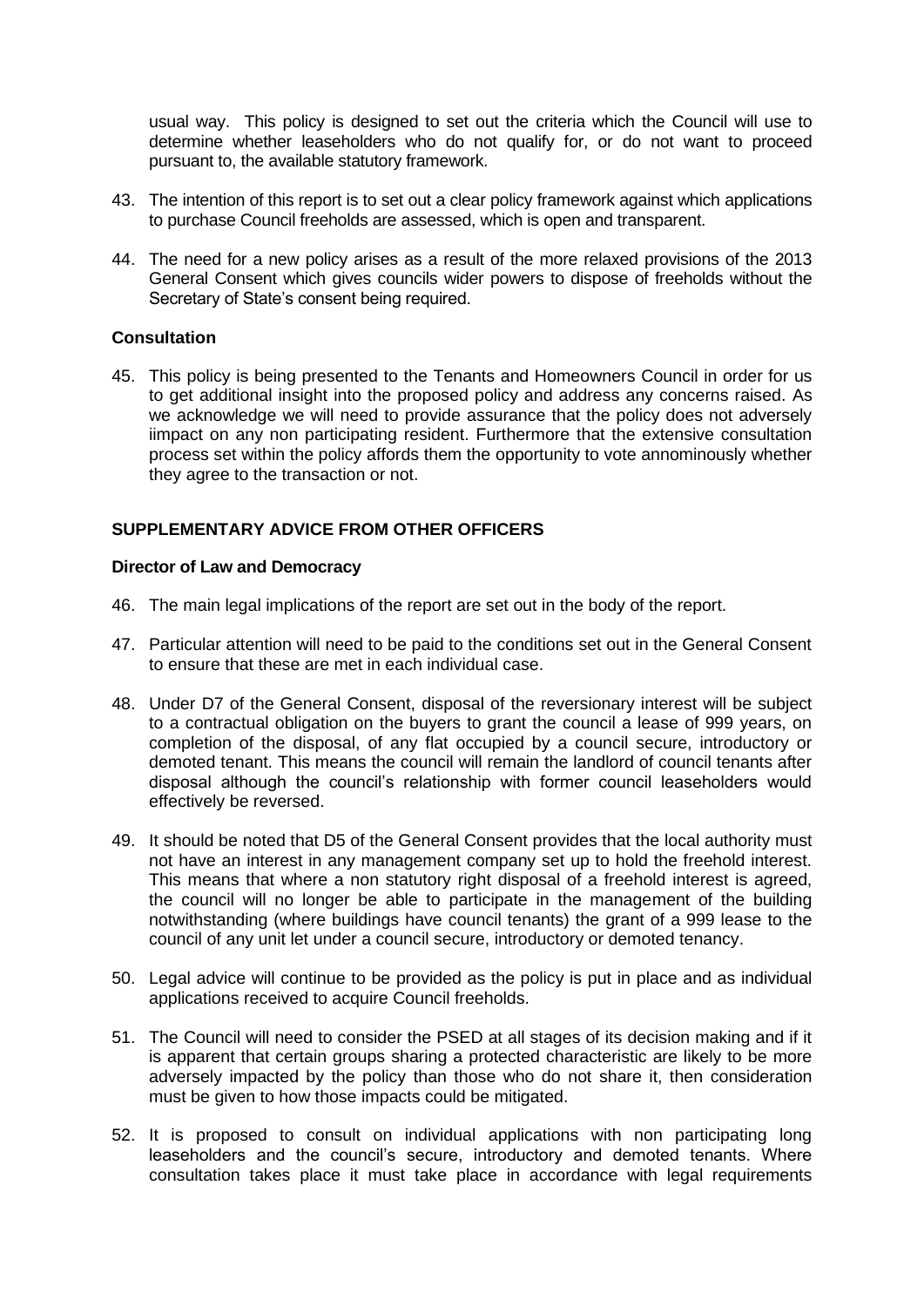usual way. This policy is designed to set out the criteria which the Council will use to determine whether leaseholders who do not qualify for, or do not want to proceed pursuant to, the available statutory framework.

43. The intention of this report is to set out a clear policy framework against which applications to purchase Council freeholds are assessed, which is open and transparent.

44. The need for a new policy arises as a result of the more relaxed provisions of the 2013 General Consent which gives councils wider powers to dispose of freeholds without the Secretary of State's consent being required.

**Consultation**

45. This policy is being presented to the Tenants and Homeowners Council in order for us to get additional insight into the proposed policy and address any concerns raised. As we acknowledge we will need to provide assurance that the policy does not adversely iimpact on any non participating resident. Furthermore that the extensive consultation process set within the policy affords them the opportunity to vote annominously whether they agree to the transaction or not.

## SUPPLEMENTARY ADVICE FROM OTHER OFFICERS

**Director of Law and Democracy**

46. The main legal implications of the report are set out in the body of the report.

47. Particular attention will need to be paid to the conditions set out in the General Consent to ensure that these are met in each individual case.

48. Under D7 of the General Consent, disposal of the reversionary interest will be subject to a contractual obligation on the buyers to grant the council a lease of 999 years, on completion of the disposal, of any flat occupied by a council secure, introductory or demoted tenant. This means the council will remain the landlord of council tenants after disposal although the council's relationship with former council leaseholders would effectively be reversed.

49. It should be noted that D5 of the General Consent provides that the local authority must not have an interest in any management company set up to hold the freehold interest. This means that where a non statutory right disposal of a freehold interest is agreed, the council will no longer be able to participate in the management of the building notwithstanding (where buildings have council tenants) the grant of a 999 lease to the council of any unit let under a council secure, introductory or demoted tenancy.

50. Legal advice will continue to be provided as the policy is put in place and as individual applications received to acquire Council freeholds.

51. The Council will need to consider the PSED at all stages of its decision making and if it is apparent that certain groups sharing a protected characteristic are likely to be more adversely impacted by the policy than those who do not share it, then consideration must be given to how those impacts could be mitigated.

52. It is proposed to consult on individual applications with non participating long leaseholders and the council's secure, introductory and demoted tenants. Where consultation takes place it must take place in accordance with legal requirements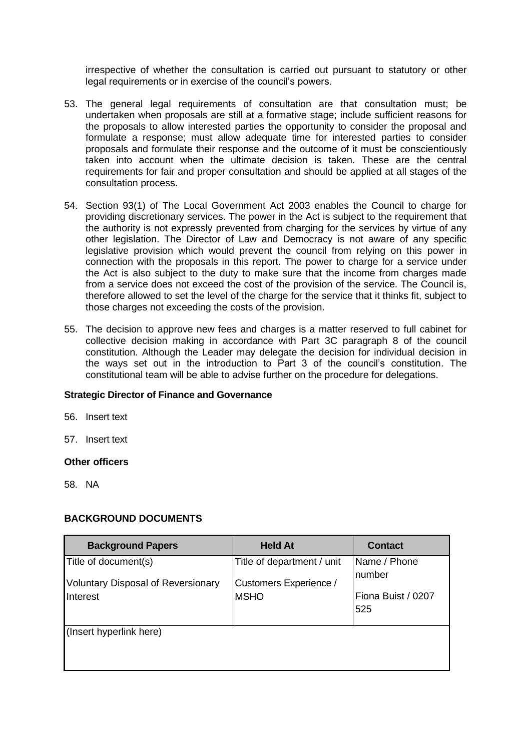irrespective of whether the consultation is carried out pursuant to statutory or other legal requirements or in exercise of the council's powers.

53. The general legal requirements of consultation are that consultation must; be undertaken when proposals are still at a formative stage; include sufficient reasons for the proposals to allow interested parties the opportunity to consider the proposal and formulate a response; must allow adequate time for interested parties to consider proposals and formulate their response and the outcome of it must be conscientiously taken into account when the ultimate decision is taken. These are the central requirements for fair and proper consultation and should be applied at all stages of the consultation process.

54. Section 93(1) of The Local Government Act 2003 enables the Council to charge for providing discretionary services. The power in the Act is subject to the requirement that the authority is not expressly prevented from charging for the services by virtue of any other legislation. The Director of Law and Democracy is not aware of any specific legislative provision which would prevent the council from relying on this power in connection with the proposals in this report. The power to charge for a service under the Act is also subject to the duty to make sure that the income from charges made from a service does not exceed the cost of the provision of the service. The Council is, therefore allowed to set the level of the charge for the service that it thinks fit, subject to those charges not exceeding the costs of the provision.

55. The decision to approve new fees and charges is a matter reserved to full cabinet for collective decision making in accordance with Part 3C paragraph 8 of the council constitution. Although the Leader may delegate the decision for individual decision in the ways set out in the introduction to Part 3 of the council's constitution. The constitutional team will be able to advise further on the procedure for delegations.

**Strategic Director of Finance and Governance**

56. Insert text

57. Insert text

**Other officers**

58. NA

**BACKGROUND DOCUMENTS**

| Background Papers | Held At | Contact |
|---|---|---|
| Title of document(s)<br><br>Voluntary Disposal of Reversionary Interest | Title of department / unit<br><br>Customers Experience / MSHO | Name / Phone number<br><br>Fiona Buist / 0207 525 |
| (Insert hyperlink here) | | |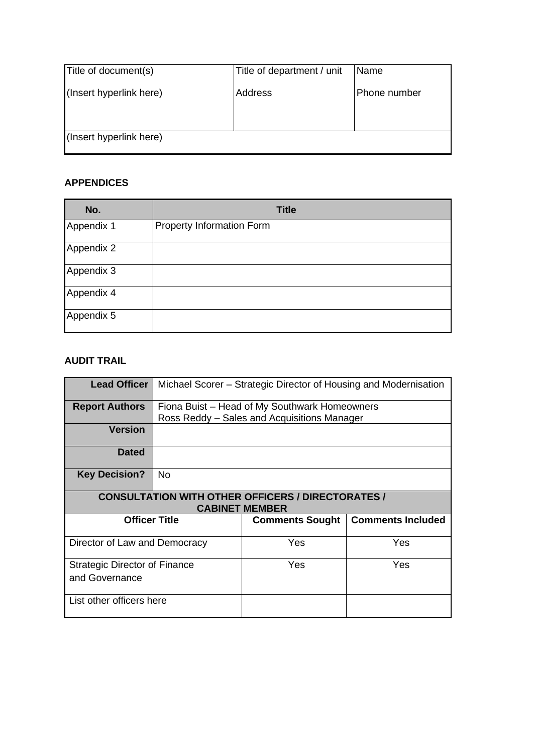| Title of document(s) | Title of department / unit | Name |
|---|---|---|
| (Insert hyperlink here) | Address | Phone number |
| (Insert hyperlink here) | | |

**APPENDICES**

| No. | Title |
|---|---|
| Appendix 1 | Property Information Form |
| Appendix 2 | |
| Appendix 3 | |
| Appendix 4 | |
| Appendix 5 | |

**AUDIT TRAIL**

| **Lead Officer** | Michael Scorer – Strategic Director of Housing and Modernisation | |
|---|---|---|
| **Report Authors** | Fiona Buist – Head of My Southwark Homeowners<br>Ross Reddy – Sales and Acquisitions Manager | |
| **Version** | | |
| **Dated** | | |
| **Key Decision?** | No | |
| **CONSULTATION WITH OTHER OFFICERS / DIRECTORATES / CABINET MEMBER** | | |
| **Officer Title** | **Comments Sought** | **Comments Included** |
| Director of Law and Democracy | Yes | Yes |
| Strategic Director of Finance and Governance | Yes | Yes |
| List other officers here | | |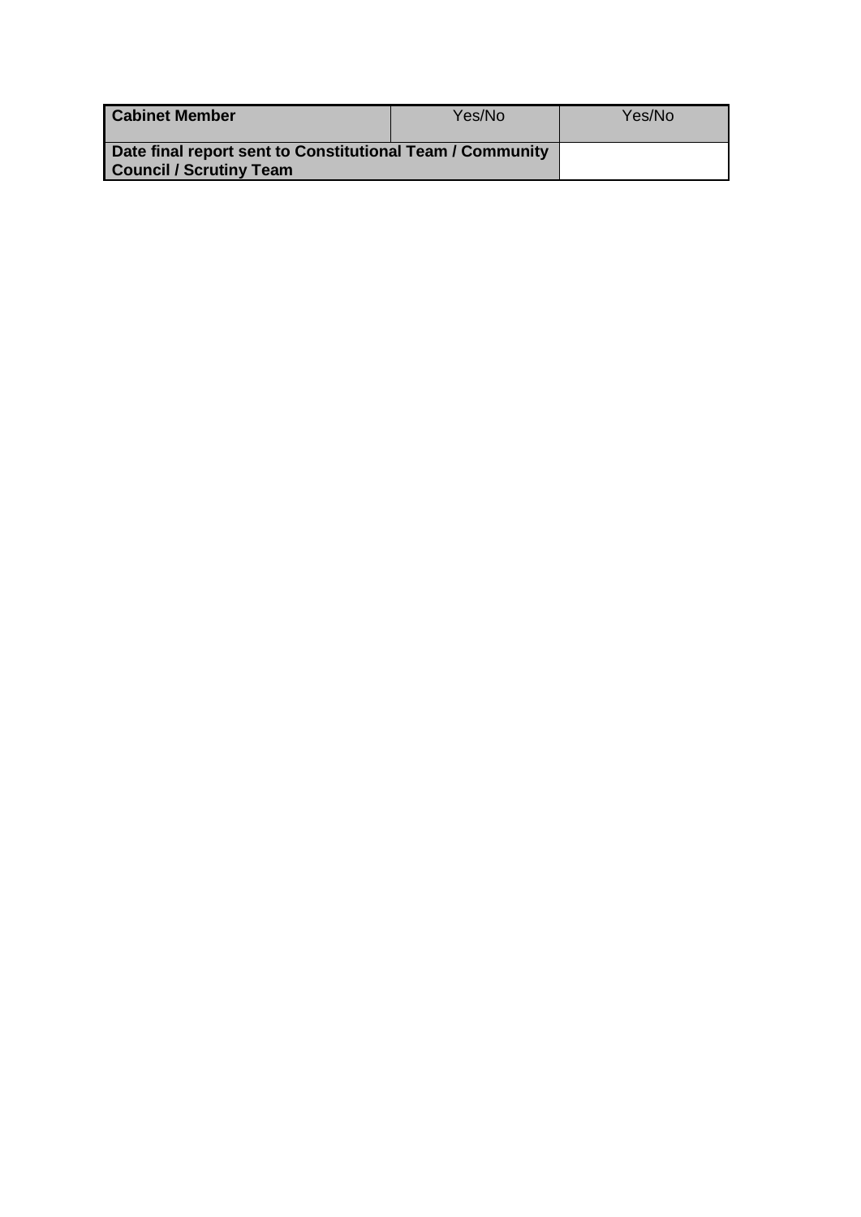| | | |
|---|---|---|
| **Cabinet Member** | Yes/No | Yes/No |
| **Date final report sent to Constitutional Team / Community Council / Scrutiny Team** | | |